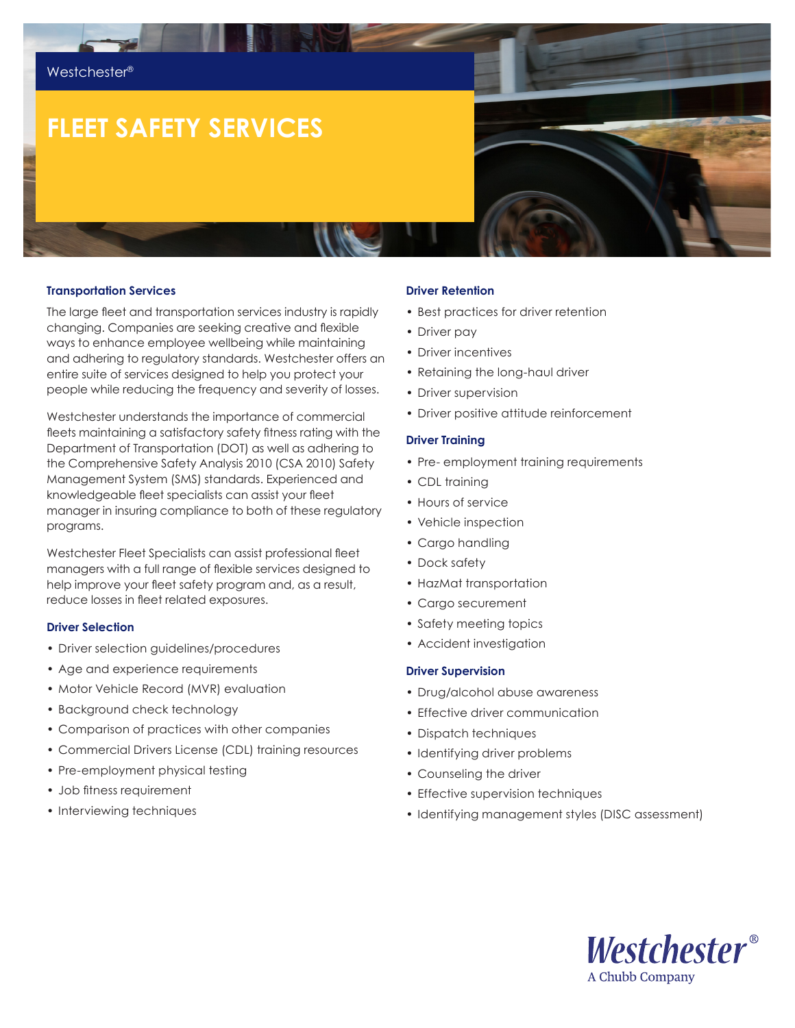Westchester®

# FLEET SAFETY SERVICES

### Transportation Services

The large fleet and transportation services industry is rapidly changing. Companies are seeking creative and flexible ways to enhance employee wellbeing while maintaining and adhering to regulatory standards. Westchester offers an entire suite of services designed to help you protect your people while reducing the frequency and severity of losses.

Westchester understands the importance of commercial fleets maintaining a satisfactory safety fitness rating with the Department of Transportation (DOT) as well as adhering to the Comprehensive Safety Analysis 2010 (CSA 2010) Safety Management System (SMS) standards. Experienced and knowledgeable fleet specialists can assist your fleet manager in insuring compliance to both of these regulatory programs.

Westchester Fleet Specialists can assist professional fleet managers with a full range of flexible services designed to help improve your fleet safety program and, as a result, reduce losses in fleet related exposures.

### Driver Selection

- Driver selection guidelines/procedures
- Age and experience requirements
- Motor Vehicle Record (MVR) evaluation
- Background check technology
- Comparison of practices with other companies
- Commercial Drivers License (CDL) training resources
- Pre-employment physical testing
- Job fitness requirement
- Interviewing techniques

### Driver Retention

- Best practices for driver retention
- Driver pay
- Driver incentives
- Retaining the long-haul driver
- Driver supervision
- Driver positive attitude reinforcement

### Driver Training

- Pre- employment training requirements
- CDL training
- Hours of service
- Vehicle inspection
- Cargo handling
- Dock safety
- HazMat transportation
- Cargo securement
- Safety meeting topics
- Accident investigation

### Driver Supervision

- Drug/alcohol abuse awareness
- Effective driver communication
- Dispatch techniques
- Identifying driver problems
- Counseling the driver
- Effective supervision techniques
- Identifying management styles (DISC assessment)

Westchester®
A Chubb Company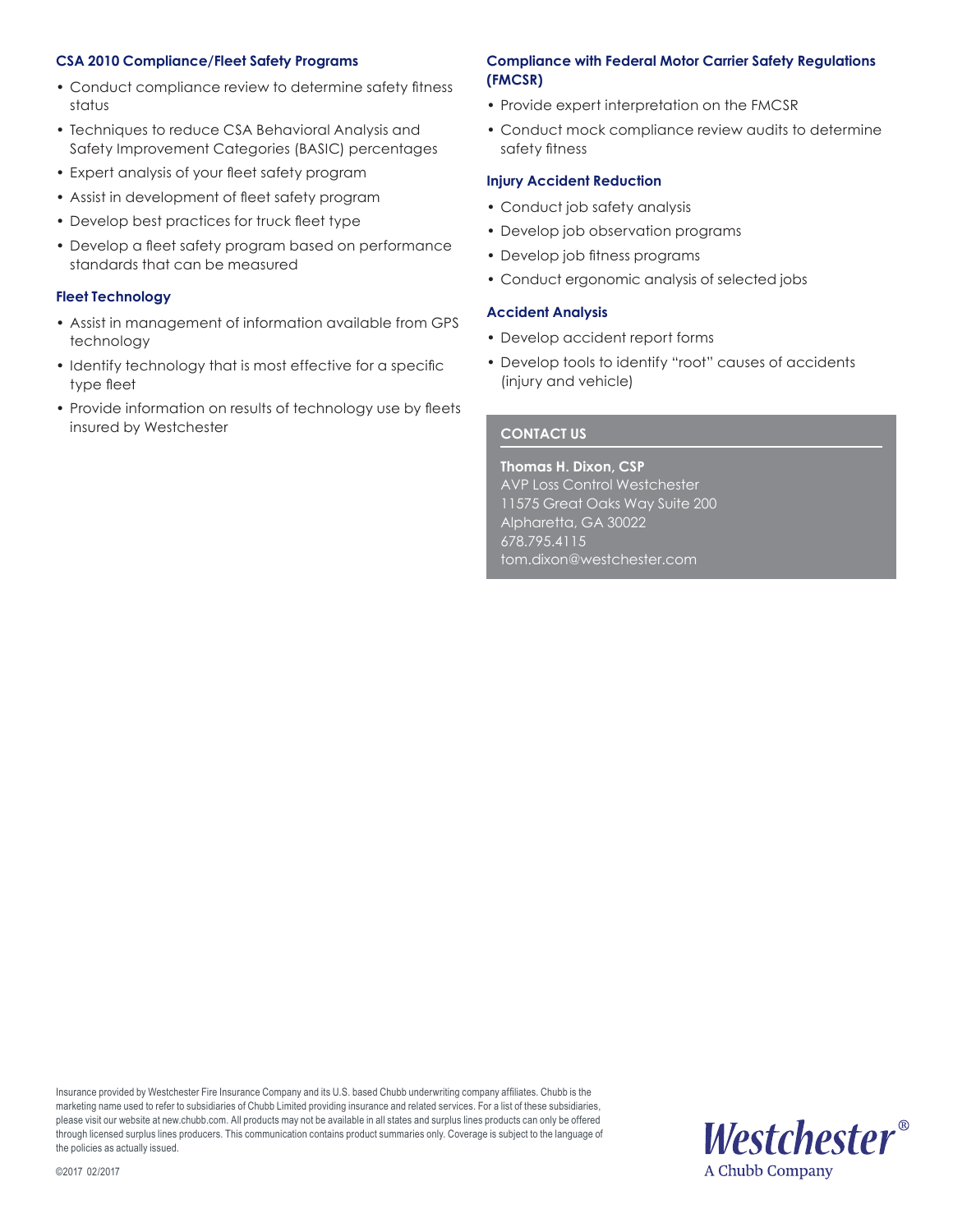### CSA 2010 Compliance/Fleet Safety Programs

- Conduct compliance review to determine safety fitness status
- Techniques to reduce CSA Behavioral Analysis and Safety Improvement Categories (BASIC) percentages
- Expert analysis of your fleet safety program
- Assist in development of fleet safety program
- Develop best practices for truck fleet type
- Develop a fleet safety program based on performance standards that can be measured

### Fleet Technology

- Assist in management of information available from GPS technology
- Identify technology that is most effective for a specific type fleet
- Provide information on results of technology use by fleets insured by Westchester

### Compliance with Federal Motor Carrier Safety Regulations (FMCSR)

- Provide expert interpretation on the FMCSR
- Conduct mock compliance review audits to determine safety fitness

### Injury Accident Reduction

- Conduct job safety analysis
- Develop job observation programs
- Develop job fitness programs
- Conduct ergonomic analysis of selected jobs

### Accident Analysis

- Develop accident report forms
- Develop tools to identify "root" causes of accidents (injury and vehicle)

### CONTACT US

**Thomas H. Dixon, CSP**
AVP Loss Control Westchester
11575 Great Oaks Way Suite 200
Alpharetta, GA 30022
678.795.4115
tom.dixon@westchester.com

Insurance provided by Westchester Fire Insurance Company and its U.S. based Chubb underwriting company affiliates. Chubb is the marketing name used to refer to subsidiaries of Chubb Limited providing insurance and related services. For a list of these subsidiaries, please visit our website at new.chubb.com. All products may not be available in all states and surplus lines products can only be offered through licensed surplus lines producers. This communication contains product summaries only. Coverage is subject to the language of the policies as actually issued.

©2017 02/2017

Westchester®
A Chubb Company